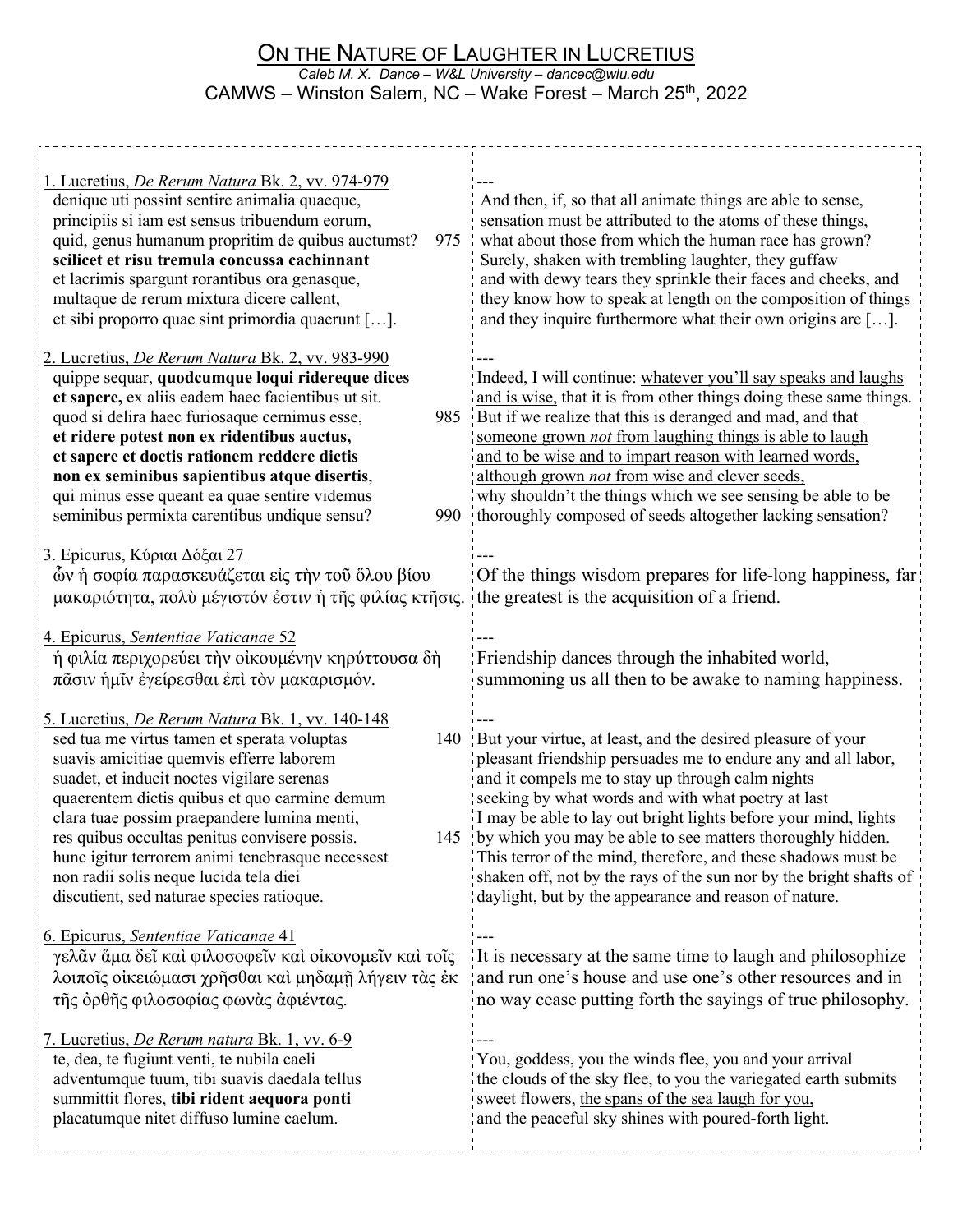# ON THE NATURE OF LAUGHTER IN LUCRETIUS

*Caleb M. X. Dance – W&L University – dancec@wlu.edu*

CAMWS – Winston Salem, NC – Wake Forest – March 25th, 2022

1. Lucretius, *De Rerum Natura* Bk. 2, vv. 974-979

denique uti possint sentire animalia quaeque,
principiis si iam est sensus tribuendum eorum,
quid, genus humanum propritim de quibus auctumst? 975
**scilicet et risu tremula concussa cachinnant**
et lacrimis spargunt rorantibus ora genasque,
multaque de rerum mixtura dicere callent,
et sibi proporro quae sint primordia quaerunt […].

---

And then, if, so that all animate things are able to sense,
sensation must be attributed to the atoms of these things,
what about those from which the human race has grown?
Surely, shaken with trembling laughter, they guffaw
and with dewy tears they sprinkle their faces and cheeks, and
they know how to speak at length on the composition of things
and they inquire furthermore what their own origins are […].

2. Lucretius, *De Rerum Natura* Bk. 2, vv. 983-990

quippe sequar, **quodcumque loqui ridereque dices**
**et sapere,** ex aliis eadem haec facientibus ut sit.
quod si delira haec furiosaque cernimus esse, 985
**et ridere potest non ex ridentibus auctus,**
**et sapere et doctis rationem reddere dictis**
**non ex seminibus sapientibus atque disertis**,
qui minus esse queant ea quae sentire videmus
seminibus permixta carentibus undique sensu? 990

---

Indeed, I will continue: whatever you'll say speaks and laughs
and is wise, that it is from other things doing these same things.
But if we realize that this is deranged and mad, and that
someone grown *not* from laughing things is able to laugh
and to be wise and to impart reason with learned words,
although grown *not* from wise and clever seeds,
why shouldn't the things which we see sensing be able to be
thoroughly composed of seeds altogether lacking sensation?

3. Epicurus, Κύριαι Δόξαι 27

ὧν ἡ σοφία παρασκευάζεται εἰς τὴν τοῦ ὅλου βίου
μακαριότητα, πολὺ μέγιστόν ἐστιν ἡ τῆς φιλίας κτῆσις.

---

Of the things wisdom prepares for life-long happiness, far
the greatest is the acquisition of a friend.

4. Epicurus, *Sententiae Vaticanae* 52

ἡ φιλία περιχορεύει τὴν οἰκουμένην κηρύττουσα δὴ
πᾶσιν ἡμῖν ἐγείρεσθαι ἐπὶ τὸν μακαρισμόν.

---

Friendship dances through the inhabited world,
summoning us all then to be awake to naming happiness.

5. Lucretius, *De Rerum Natura* Bk. 1, vv. 140-148

sed tua me virtus tamen et sperata voluptas 140
suavis amicitiae quemvis efferre laborem
suadet, et inducit noctes vigilare serenas
quaerentem dictis quibus et quo carmine demum
clara tuae possim praepandere lumina menti,
res quibus occultas penitus convisere possis. 145
hunc igitur terrorem animi tenebrasque necessest
non radii solis neque lucida tela diei
discutient, sed naturae species ratioque.

---

But your virtue, at least, and the desired pleasure of your
pleasant friendship persuades me to endure any and all labor,
and it compels me to stay up through calm nights
seeking by what words and with what poetry at last
I may be able to lay out bright lights before your mind, lights
by which you may be able to see matters thoroughly hidden.
This terror of the mind, therefore, and these shadows must be
shaken off, not by the rays of the sun nor by the bright shafts of
daylight, but by the appearance and reason of nature.

6. Epicurus, *Sententiae Vaticanae* 41

γελᾶν ἅμα δεῖ καὶ φιλοσοφεῖν καὶ οἰκονομεῖν καὶ τοῖς
λοιποῖς οἰκειώμασι χρῆσθαι καὶ μηδαμῇ λήγειν τὰς ἐκ
τῆς ὀρθῆς φιλοσοφίας φωνὰς ἀφιέντας.

---

It is necessary at the same time to laugh and philosophize
and run one's house and use one's other resources and in
no way cease putting forth the sayings of true philosophy.

7. Lucretius, *De Rerum natura* Bk. 1, vv. 6-9

te, dea, te fugiunt venti, te nubila caeli
adventumque tuum, tibi suavis daedala tellus
summittit flores, **tibi rident aequora ponti**
placatumque nitet diffuso lumine caelum.

---

You, goddess, you the winds flee, you and your arrival
the clouds of the sky flee, to you the variegated earth submits
sweet flowers, the spans of the sea laugh for you,
and the peaceful sky shines with poured-forth light.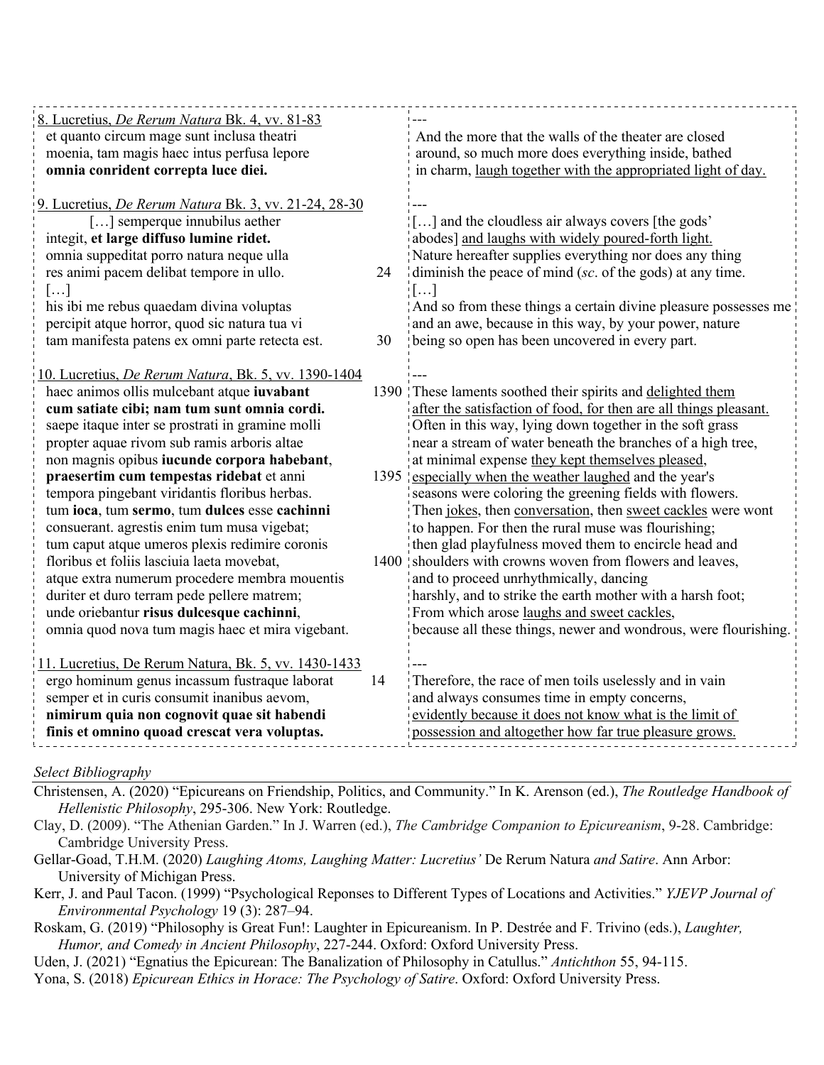| | | |
|---|---|---|
| 8. Lucretius, *De Rerum Natura* Bk. 4, vv. 81-83 | | --- |
| et quanto circum mage sunt inclusa theatri<br>moenia, tam magis haec intus perfusa lepore<br>**omnia conrident correpta luce diei.** | | And the more that the walls of the theater are closed<br>around, so much more does everything inside, bathed<br>in charm, <u>laugh together with the appropriated light of day.</u> |
| 9. Lucretius, *De Rerum Natura* Bk. 3, vv. 21-24, 28-30 | | --- |
| […] semperque innubilus aether<br>integit, **et large diffuso lumine ridet.**<br>omnia suppeditat porro natura neque ulla<br>res animi pacem delibat tempore in ullo.<br>[…]<br>his ibi me rebus quaedam divina voluptas<br>percipit atque horror, quod sic natura tua vi<br>tam manifesta patens ex omni parte retecta est. | <br><br><br>24<br><br><br><br>30 | […] and the cloudless air always covers [the gods' abodes] <u>and laughs with widely poured-forth light.</u><br>Nature hereafter supplies everything nor does any thing<br>diminish the peace of mind (*sc*. of the gods) at any time.<br>[…]<br>And so from these things a certain divine pleasure possesses me<br>and an awe, because in this way, by your power, nature<br>being so open has been uncovered in every part. |
| 10. Lucretius, *De Rerum Natura*, Bk. 5, vv. 1390-1404 | | --- |
| haec animos ollis mulcebant atque **iuvabant**<br>**cum satiate cibi; nam tum sunt omnia cordi.**<br>saepe itaque inter se prostrati in gramine molli<br>propter aquae rivom sub ramis arboris altae<br>non magnis opibus **iucunde corpora habebant**,<br>**praesertim cum tempestas ridebat** et anni<br>tempora pingebant viridantis floribus herbas.<br>tum **ioca**, tum **sermo**, tum **dulces** esse **cachinni**<br>consuerant. agrestis enim tum musa vigebat;<br>tum caput atque umeros plexis redimire coronis<br>floribus et foliis lasciuia laeta movebat,<br>atque extra numerum procedere membra mouentis<br>duriter et duro terram pede pellere matrem;<br>unde oriebantur **risus dulcesque cachinni**,<br>omnia quod nova tum magis haec et mira vigebant. | 1390<br><br><br><br><br>1395<br><br><br><br><br>1400 | These laments soothed their spirits and <u>delighted them after the satisfaction of food, for then are all things pleasant.</u><br>Often in this way, lying down together in the soft grass<br>near a stream of water beneath the branches of a high tree,<br>at minimal expense <u>they kept themselves pleased</u>,<br><u>especially when the weather laughed</u> and the year's<br>seasons were coloring the greening fields with flowers.<br>Then <u>jokes</u>, then <u>conversation</u>, then <u>sweet cackles</u> were wont<br>to happen. For then the rural muse was flourishing;<br>then glad playfulness moved them to encircle head and<br>shoulders with crowns woven from flowers and leaves,<br>and to proceed unrhythmically, dancing<br>harshly, and to strike the earth mother with a harsh foot;<br>From which arose <u>laughs and sweet cackles</u>,<br>because all these things, newer and wondrous, were flourishing. |
| 11. Lucretius, De Rerum Natura, Bk. 5, vv. 1430-1433 | | --- |
| ergo hominum genus incassum frustraque laborat<br>semper et in curis consumit inanibus aevom,<br>**nimirum quia non cognovit quae sit habendi**<br>**finis et omnino quoad crescat vera voluptas.** | 14 | Therefore, the race of men toils uselessly and in vain<br>and always consumes time in empty concerns,<br><u>evidently because it does not know what is the limit of possession and altogether how far true pleasure grows.</u> |

*Select Bibliography*

Christensen, A. (2020) "Epicureans on Friendship, Politics, and Community." In K. Arenson (ed.), *The Routledge Handbook of Hellenistic Philosophy*, 295-306. New York: Routledge.

Clay, D. (2009). "The Athenian Garden." In J. Warren (ed.), *The Cambridge Companion to Epicureanism*, 9-28. Cambridge: Cambridge University Press.

Gellar-Goad, T.H.M. (2020) *Laughing Atoms, Laughing Matter: Lucretius'* De Rerum Natura *and Satire*. Ann Arbor: University of Michigan Press.

Kerr, J. and Paul Tacon. (1999) "Psychological Reponses to Different Types of Locations and Activities." *YJEVP Journal of Environmental Psychology* 19 (3): 287–94.

Roskam, G. (2019) "Philosophy is Great Fun!: Laughter in Epicureanism. In P. Destrée and F. Trivino (eds.), *Laughter, Humor, and Comedy in Ancient Philosophy*, 227-244. Oxford: Oxford University Press.

Uden, J. (2021) "Egnatius the Epicurean: The Banalization of Philosophy in Catullus." *Antichthon* 55, 94-115.

Yona, S. (2018) *Epicurean Ethics in Horace: The Psychology of Satire*. Oxford: Oxford University Press.